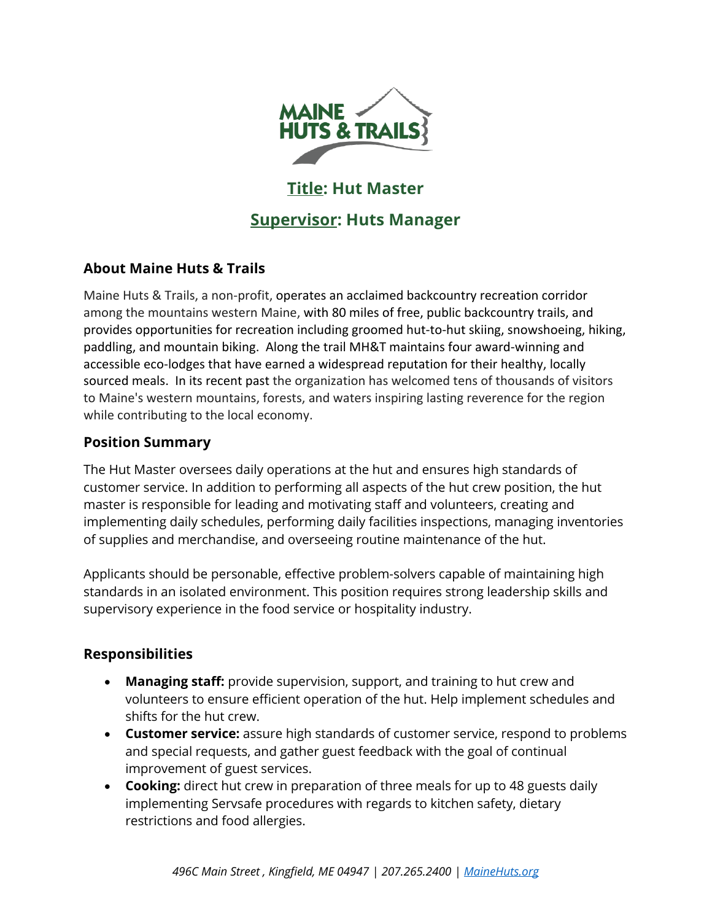## Title: Hut Master

## Supervisor: Huts Manager

### About Maine Huts & Trails

Maine Huts & Trails, a non-profit, operates an acclaimed backcountry recreation corridor among the mountains western Maine, with 80 miles of free, public backcountry trails, and provides opportunities for recreation including groomed hut-to-hut skiing, snowshoeing, hiking, paddling, and mountain biking. Along the trail MH&T maintains four award-winning and accessible eco-lodges that have earned a widespread reputation for their healthy, locally sourced meals. In its recent past the organization has welcomed tens of thousands of visitors to Maine's western mountains, forests, and waters inspiring lasting reverence for the region while contributing to the local economy.

### Position Summary

The Hut Master oversees daily operations at the hut and ensures high standards of customer service. In addition to performing all aspects of the hut crew position, the hut master is responsible for leading and motivating staff and volunteers, creating and implementing daily schedules, performing daily facilities inspections, managing inventories of supplies and merchandise, and overseeing routine maintenance of the hut.

Applicants should be personable, effective problem-solvers capable of maintaining high standards in an isolated environment. This position requires strong leadership skills and supervisory experience in the food service or hospitality industry.

### Responsibilities

- **Managing staff:** provide supervision, support, and training to hut crew and volunteers to ensure efficient operation of the hut. Help implement schedules and shifts for the hut crew.
- **Customer service:** assure high standards of customer service, respond to problems and special requests, and gather guest feedback with the goal of continual improvement of guest services.
- **Cooking:** direct hut crew in preparation of three meals for up to 48 guests daily implementing Servsafe procedures with regards to kitchen safety, dietary restrictions and food allergies.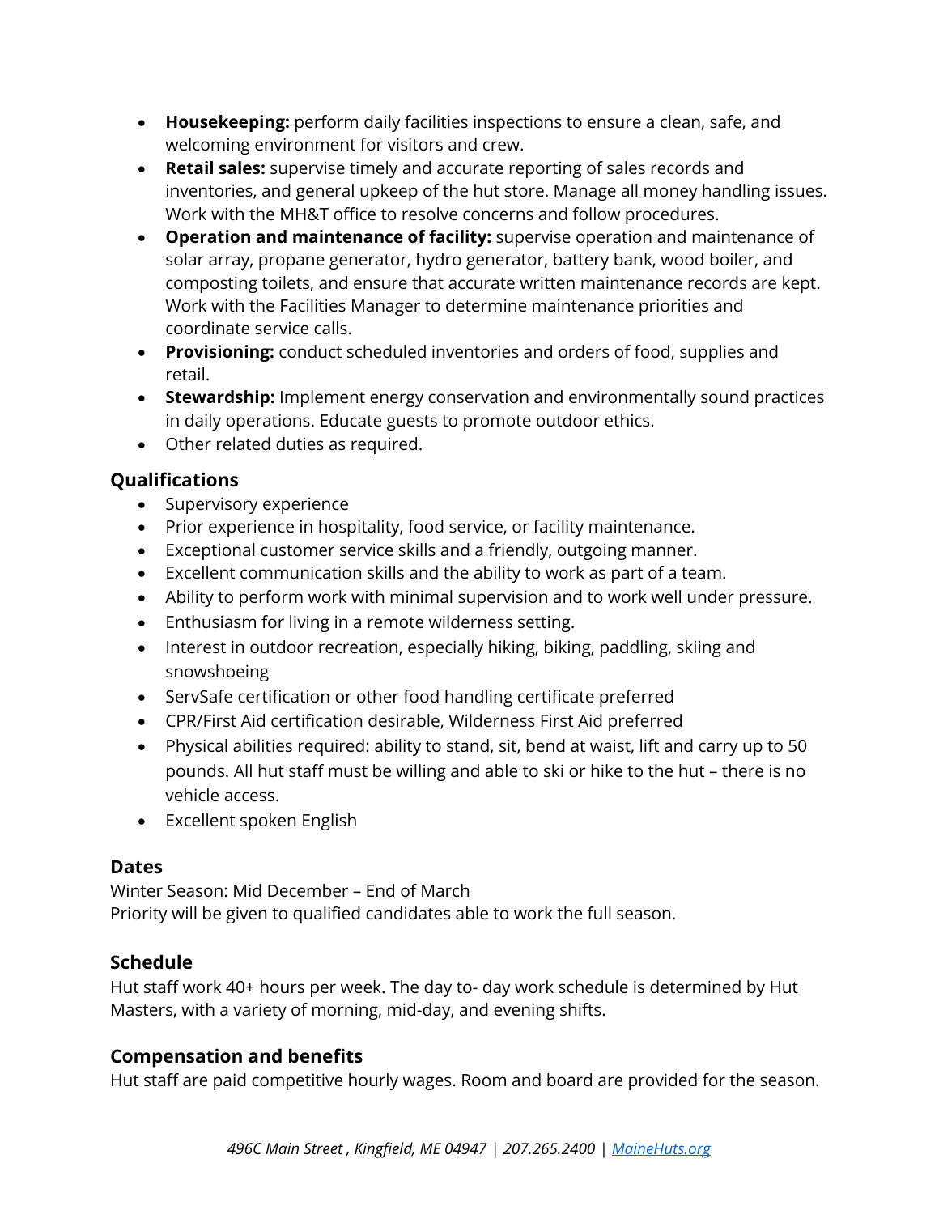- **Housekeeping:** perform daily facilities inspections to ensure a clean, safe, and welcoming environment for visitors and crew.
- **Retail sales:** supervise timely and accurate reporting of sales records and inventories, and general upkeep of the hut store. Manage all money handling issues. Work with the MH&T office to resolve concerns and follow procedures.
- **Operation and maintenance of facility:** supervise operation and maintenance of solar array, propane generator, hydro generator, battery bank, wood boiler, and composting toilets, and ensure that accurate written maintenance records are kept. Work with the Facilities Manager to determine maintenance priorities and coordinate service calls.
- **Provisioning:** conduct scheduled inventories and orders of food, supplies and retail.
- **Stewardship:** Implement energy conservation and environmentally sound practices in daily operations. Educate guests to promote outdoor ethics.
- Other related duties as required.

### Qualifications

- Supervisory experience
- Prior experience in hospitality, food service, or facility maintenance.
- Exceptional customer service skills and a friendly, outgoing manner.
- Excellent communication skills and the ability to work as part of a team.
- Ability to perform work with minimal supervision and to work well under pressure.
- Enthusiasm for living in a remote wilderness setting.
- Interest in outdoor recreation, especially hiking, biking, paddling, skiing and snowshoeing
- ServSafe certification or other food handling certificate preferred
- CPR/First Aid certification desirable, Wilderness First Aid preferred
- Physical abilities required: ability to stand, sit, bend at waist, lift and carry up to 50 pounds. All hut staff must be willing and able to ski or hike to the hut – there is no vehicle access.
- Excellent spoken English

### Dates

Winter Season: Mid December – End of March
Priority will be given to qualified candidates able to work the full season.

### Schedule

Hut staff work 40+ hours per week. The day to- day work schedule is determined by Hut Masters, with a variety of morning, mid-day, and evening shifts.

### Compensation and benefits

Hut staff are paid competitive hourly wages. Room and board are provided for the season.

*496C Main Street , Kingfield, ME 04947 | 207.265.2400 | [MaineHuts.org](MaineHuts.org)*